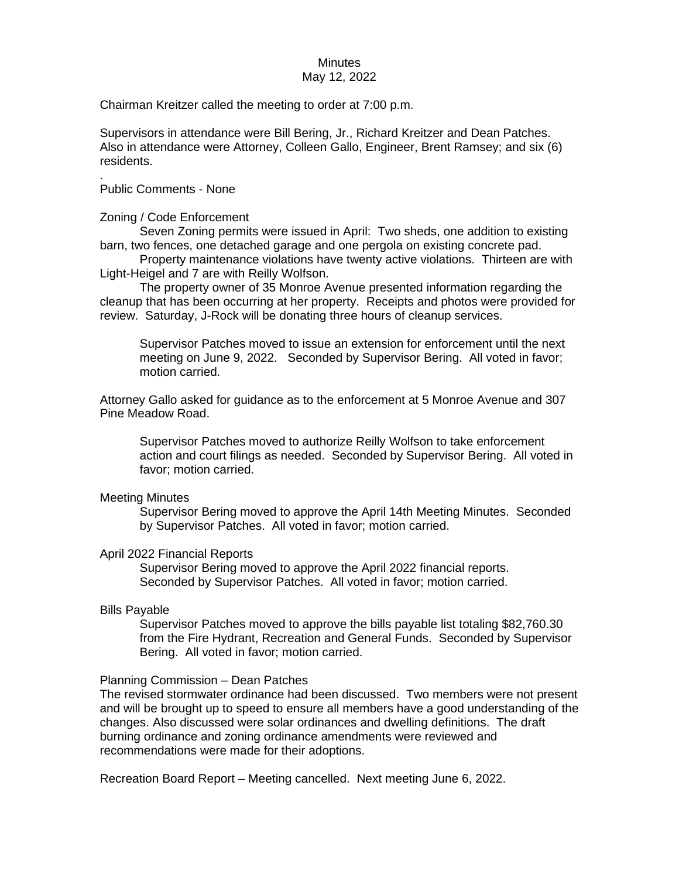# Minutes
## May 12, 2022

Chairman Kreitzer called the meeting to order at 7:00 p.m.

Supervisors in attendance were Bill Bering, Jr., Richard Kreitzer and Dean Patches. Also in attendance were Attorney, Colleen Gallo, Engineer, Brent Ramsey; and six (6) residents.

.

Public Comments - None

Zoning / Code Enforcement

Seven Zoning permits were issued in April: Two sheds, one addition to existing barn, two fences, one detached garage and one pergola on existing concrete pad.

Property maintenance violations have twenty active violations. Thirteen are with Light-Heigel and 7 are with Reilly Wolfson.

The property owner of 35 Monroe Avenue presented information regarding the cleanup that has been occurring at her property. Receipts and photos were provided for review. Saturday, J-Rock will be donating three hours of cleanup services.

> Supervisor Patches moved to issue an extension for enforcement until the next meeting on June 9, 2022. Seconded by Supervisor Bering. All voted in favor; motion carried.

Attorney Gallo asked for guidance as to the enforcement at 5 Monroe Avenue and 307 Pine Meadow Road.

> Supervisor Patches moved to authorize Reilly Wolfson to take enforcement action and court filings as needed. Seconded by Supervisor Bering. All voted in favor; motion carried.

Meeting Minutes

> Supervisor Bering moved to approve the April 14th Meeting Minutes. Seconded by Supervisor Patches. All voted in favor; motion carried.

April 2022 Financial Reports

> Supervisor Bering moved to approve the April 2022 financial reports. Seconded by Supervisor Patches. All voted in favor; motion carried.

Bills Payable

> Supervisor Patches moved to approve the bills payable list totaling $82,760.30 from the Fire Hydrant, Recreation and General Funds. Seconded by Supervisor Bering. All voted in favor; motion carried.

Planning Commission – Dean Patches

The revised stormwater ordinance had been discussed. Two members were not present and will be brought up to speed to ensure all members have a good understanding of the changes. Also discussed were solar ordinances and dwelling definitions. The draft burning ordinance and zoning ordinance amendments were reviewed and recommendations were made for their adoptions.

Recreation Board Report – Meeting cancelled. Next meeting June 6, 2022.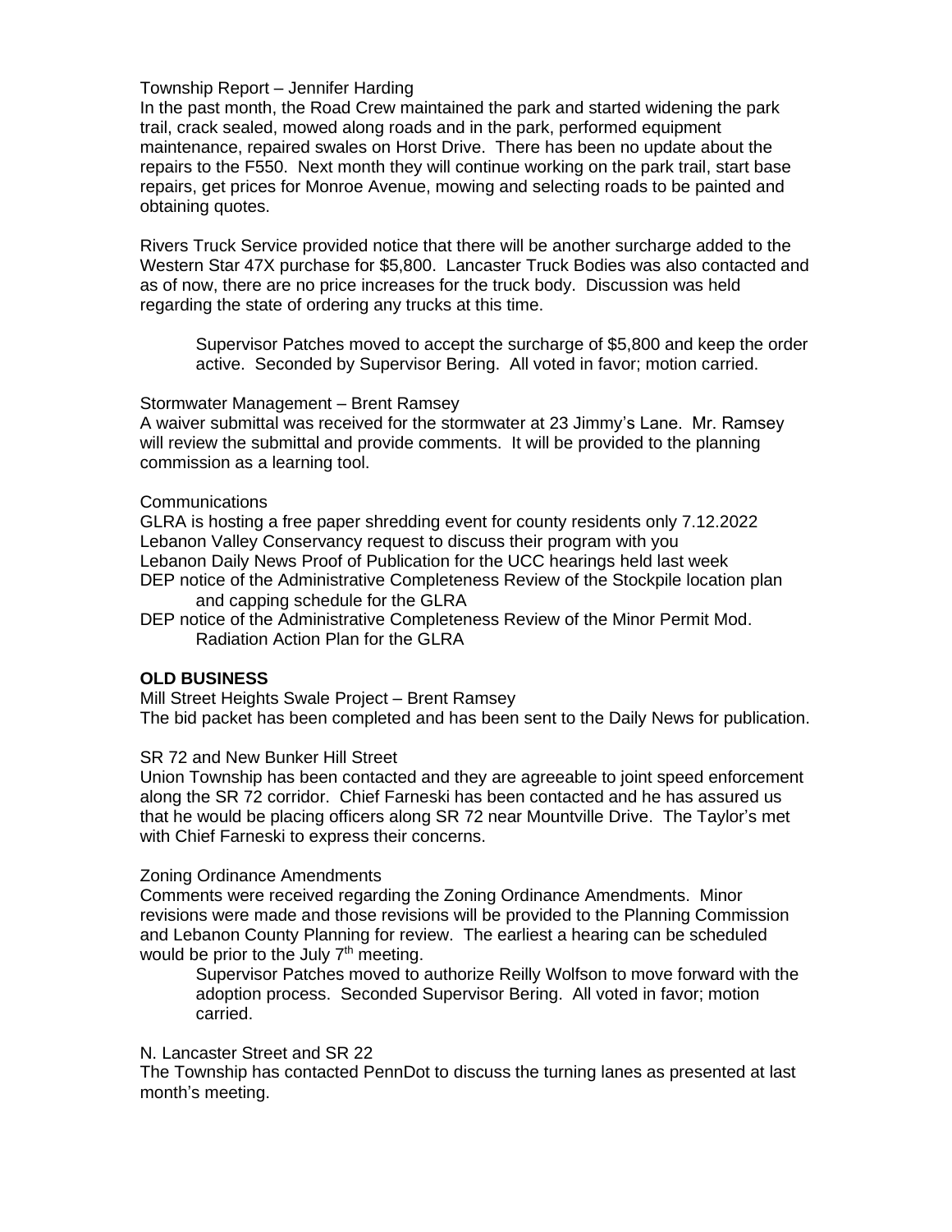Township Report – Jennifer Harding

In the past month, the Road Crew maintained the park and started widening the park trail, crack sealed, mowed along roads and in the park, performed equipment maintenance, repaired swales on Horst Drive. There has been no update about the repairs to the F550. Next month they will continue working on the park trail, start base repairs, get prices for Monroe Avenue, mowing and selecting roads to be painted and obtaining quotes.

Rivers Truck Service provided notice that there will be another surcharge added to the Western Star 47X purchase for $5,800. Lancaster Truck Bodies was also contacted and as of now, there are no price increases for the truck body. Discussion was held regarding the state of ordering any trucks at this time.

> Supervisor Patches moved to accept the surcharge of $5,800 and keep the order active. Seconded by Supervisor Bering. All voted in favor; motion carried.

Stormwater Management – Brent Ramsey

A waiver submittal was received for the stormwater at 23 Jimmy's Lane. Mr. Ramsey will review the submittal and provide comments. It will be provided to the planning commission as a learning tool.

Communications

GLRA is hosting a free paper shredding event for county residents only 7.12.2022
Lebanon Valley Conservancy request to discuss their program with you
Lebanon Daily News Proof of Publication for the UCC hearings held last week
DEP notice of the Administrative Completeness Review of the Stockpile location plan and capping schedule for the GLRA
DEP notice of the Administrative Completeness Review of the Minor Permit Mod. Radiation Action Plan for the GLRA

**OLD BUSINESS**

Mill Street Heights Swale Project – Brent Ramsey

The bid packet has been completed and has been sent to the Daily News for publication.

SR 72 and New Bunker Hill Street

Union Township has been contacted and they are agreeable to joint speed enforcement along the SR 72 corridor. Chief Farneski has been contacted and he has assured us that he would be placing officers along SR 72 near Mountville Drive. The Taylor's met with Chief Farneski to express their concerns.

Zoning Ordinance Amendments

Comments were received regarding the Zoning Ordinance Amendments. Minor revisions were made and those revisions will be provided to the Planning Commission and Lebanon County Planning for review. The earliest a hearing can be scheduled would be prior to the July 7th meeting.

> Supervisor Patches moved to authorize Reilly Wolfson to move forward with the adoption process. Seconded Supervisor Bering. All voted in favor; motion carried.

N. Lancaster Street and SR 22

The Township has contacted PennDot to discuss the turning lanes as presented at last month's meeting.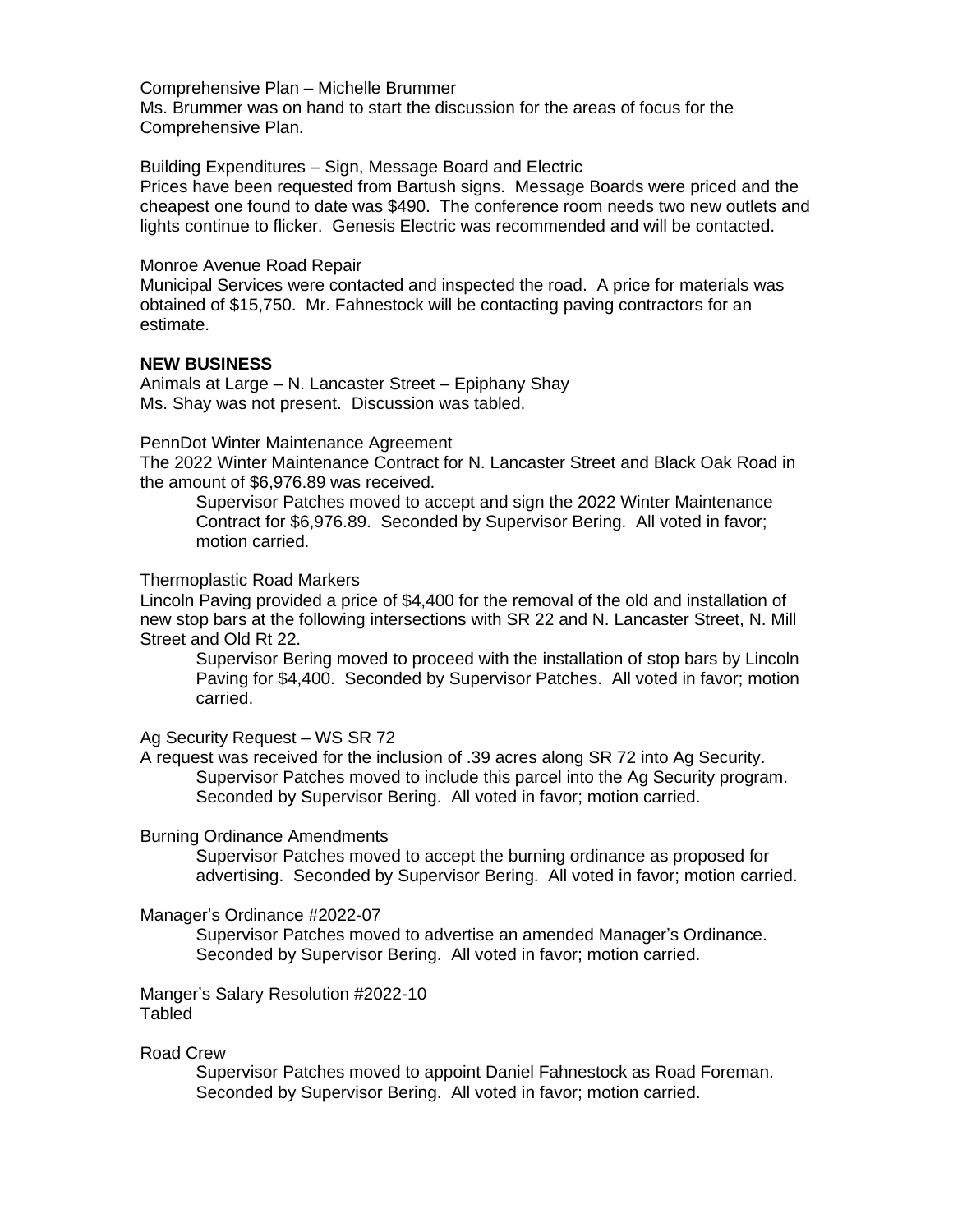Comprehensive Plan – Michelle Brummer
Ms. Brummer was on hand to start the discussion for the areas of focus for the Comprehensive Plan.

Building Expenditures – Sign, Message Board and Electric
Prices have been requested from Bartush signs. Message Boards were priced and the cheapest one found to date was $490. The conference room needs two new outlets and lights continue to flicker. Genesis Electric was recommended and will be contacted.

Monroe Avenue Road Repair
Municipal Services were contacted and inspected the road. A price for materials was obtained of $15,750. Mr. Fahnestock will be contacting paving contractors for an estimate.

**NEW BUSINESS**

Animals at Large – N. Lancaster Street – Epiphany Shay
Ms. Shay was not present. Discussion was tabled.

PennDot Winter Maintenance Agreement
The 2022 Winter Maintenance Contract for N. Lancaster Street and Black Oak Road in the amount of $6,976.89 was received.

> Supervisor Patches moved to accept and sign the 2022 Winter Maintenance Contract for $6,976.89. Seconded by Supervisor Bering. All voted in favor; motion carried.

Thermoplastic Road Markers
Lincoln Paving provided a price of $4,400 for the removal of the old and installation of new stop bars at the following intersections with SR 22 and N. Lancaster Street, N. Mill Street and Old Rt 22.

> Supervisor Bering moved to proceed with the installation of stop bars by Lincoln Paving for $4,400. Seconded by Supervisor Patches. All voted in favor; motion carried.

Ag Security Request – WS SR 72
A request was received for the inclusion of .39 acres along SR 72 into Ag Security.

> Supervisor Patches moved to include this parcel into the Ag Security program. Seconded by Supervisor Bering. All voted in favor; motion carried.

Burning Ordinance Amendments

> Supervisor Patches moved to accept the burning ordinance as proposed for advertising. Seconded by Supervisor Bering. All voted in favor; motion carried.

Manager's Ordinance #2022-07

> Supervisor Patches moved to advertise an amended Manager's Ordinance. Seconded by Supervisor Bering. All voted in favor; motion carried.

Manger's Salary Resolution #2022-10
Tabled

Road Crew

> Supervisor Patches moved to appoint Daniel Fahnestock as Road Foreman. Seconded by Supervisor Bering. All voted in favor; motion carried.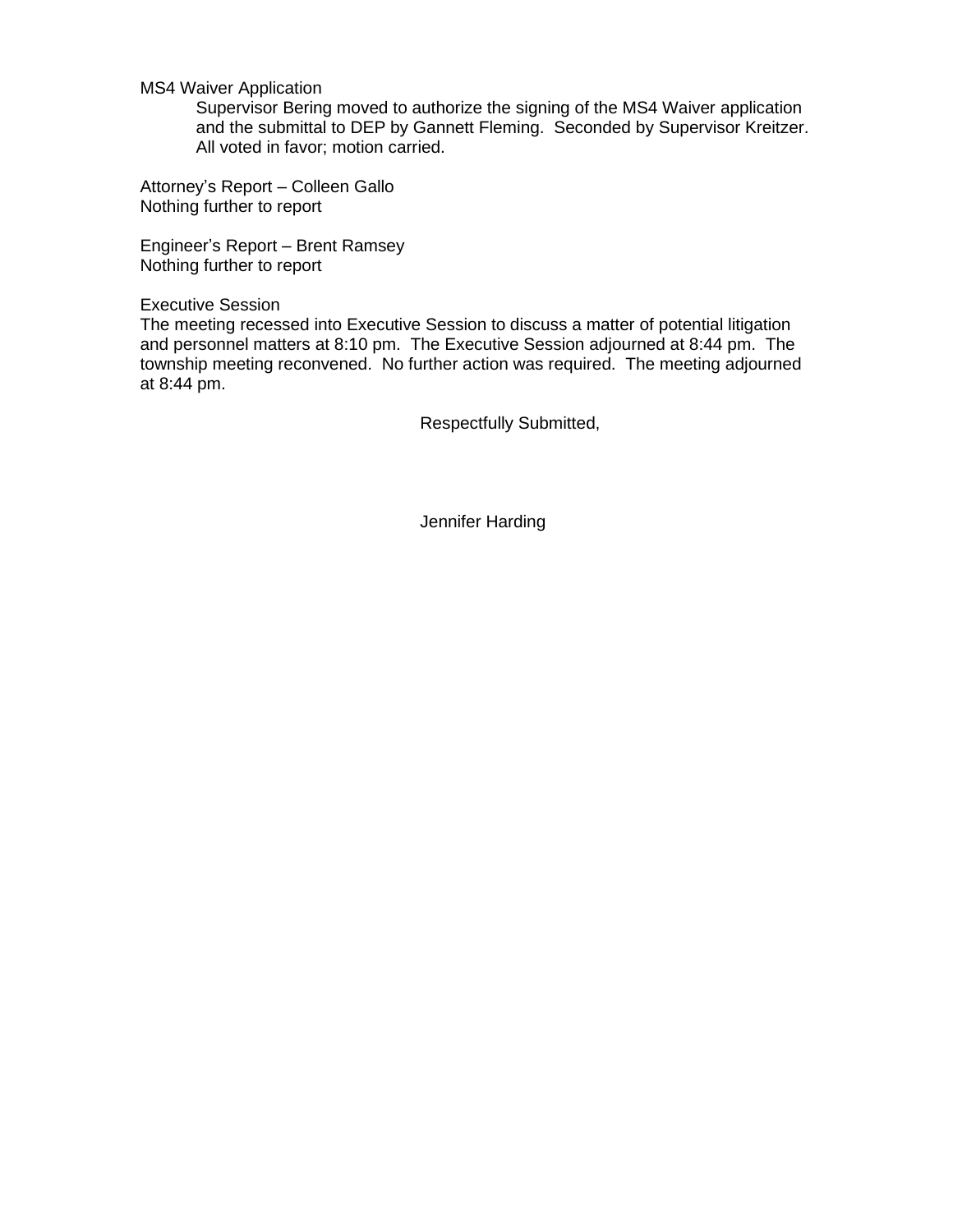MS4 Waiver Application

Supervisor Bering moved to authorize the signing of the MS4 Waiver application and the submittal to DEP by Gannett Fleming. Seconded by Supervisor Kreitzer. All voted in favor; motion carried.

Attorney's Report – Colleen Gallo
Nothing further to report

Engineer's Report – Brent Ramsey
Nothing further to report

Executive Session
The meeting recessed into Executive Session to discuss a matter of potential litigation and personnel matters at 8:10 pm. The Executive Session adjourned at 8:44 pm. The township meeting reconvened. No further action was required. The meeting adjourned at 8:44 pm.

Respectfully Submitted,

Jennifer Harding